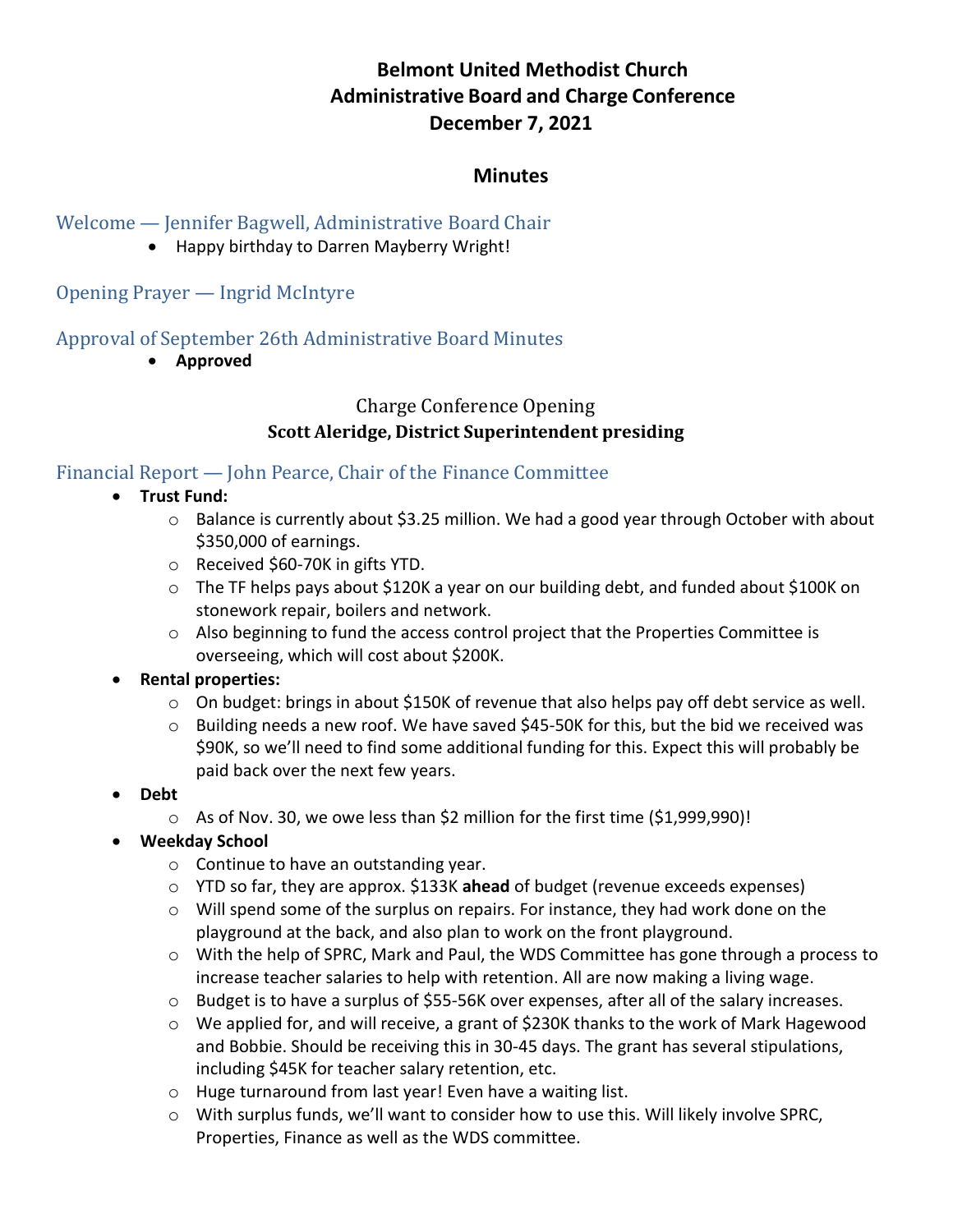# Belmont United Methodist Church
# Administrative Board and Charge Conference
# December 7, 2021

## Minutes

### Welcome — Jennifer Bagwell, Administrative Board Chair

- Happy birthday to Darren Mayberry Wright!

### Opening Prayer — Ingrid McIntyre

### Approval of September 26th Administrative Board Minutes

- **Approved**

## Charge Conference Opening
**Scott Aleridge, District Superintendent presiding**

### Financial Report — John Pearce, Chair of the Finance Committee

- **Trust Fund:**
  - Balance is currently about $3.25 million. We had a good year through October with about $350,000 of earnings.
  - Received $60-70K in gifts YTD.
  - The TF helps pays about $120K a year on our building debt, and funded about $100K on stonework repair, boilers and network.
  - Also beginning to fund the access control project that the Properties Committee is overseeing, which will cost about $200K.
- **Rental properties:**
  - On budget: brings in about $150K of revenue that also helps pay off debt service as well.
  - Building needs a new roof. We have saved $45-50K for this, but the bid we received was $90K, so we'll need to find some additional funding for this. Expect this will probably be paid back over the next few years.
- **Debt**
  - As of Nov. 30, we owe less than $2 million for the first time ($1,999,990)!
- **Weekday School**
  - Continue to have an outstanding year.
  - YTD so far, they are approx. $133K **ahead** of budget (revenue exceeds expenses)
  - Will spend some of the surplus on repairs. For instance, they had work done on the playground at the back, and also plan to work on the front playground.
  - With the help of SPRC, Mark and Paul, the WDS Committee has gone through a process to increase teacher salaries to help with retention. All are now making a living wage.
  - Budget is to have a surplus of $55-56K over expenses, after all of the salary increases.
  - We applied for, and will receive, a grant of $230K thanks to the work of Mark Hagewood and Bobbie. Should be receiving this in 30-45 days. The grant has several stipulations, including $45K for teacher salary retention, etc.
  - Huge turnaround from last year! Even have a waiting list.
  - With surplus funds, we'll want to consider how to use this. Will likely involve SPRC, Properties, Finance as well as the WDS committee.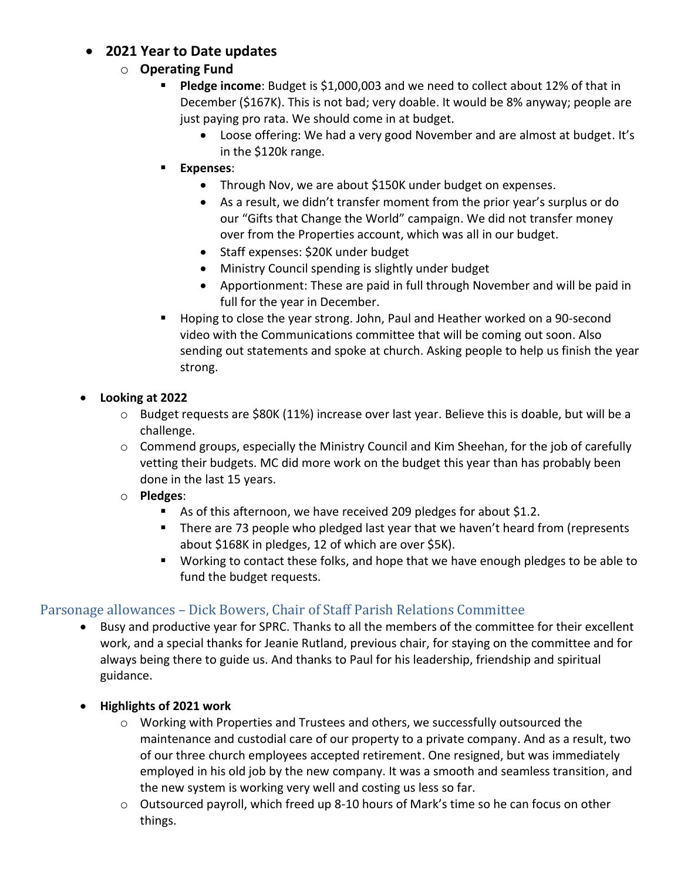- **2021 Year to Date updates**
  - **Operating Fund**
    - **Pledge income**: Budget is $1,000,003 and we need to collect about 12% of that in December ($167K). This is not bad; very doable. It would be 8% anyway; people are just paying pro rata. We should come in at budget.
      - Loose offering: We had a very good November and are almost at budget. It's in the $120k range.
    - **Expenses**:
      - Through Nov, we are about $150K under budget on expenses.
      - As a result, we didn't transfer moment from the prior year's surplus or do our "Gifts that Change the World" campaign. We did not transfer money over from the Properties account, which was all in our budget.
      - Staff expenses: $20K under budget
      - Ministry Council spending is slightly under budget
      - Apportionment: These are paid in full through November and will be paid in full for the year in December.
    - Hoping to close the year strong. John, Paul and Heather worked on a 90-second video with the Communications committee that will be coming out soon. Also sending out statements and spoke at church. Asking people to help us finish the year strong.

- **Looking at 2022**
  - Budget requests are $80K (11%) increase over last year. Believe this is doable, but will be a challenge.
  - Commend groups, especially the Ministry Council and Kim Sheehan, for the job of carefully vetting their budgets. MC did more work on the budget this year than has probably been done in the last 15 years.
  - **Pledges**:
    - As of this afternoon, we have received 209 pledges for about $1.2.
    - There are 73 people who pledged last year that we haven't heard from (represents about $168K in pledges, 12 of which are over $5K).
    - Working to contact these folks, and hope that we have enough pledges to be able to fund the budget requests.

## Parsonage allowances – Dick Bowers, Chair of Staff Parish Relations Committee

- Busy and productive year for SPRC. Thanks to all the members of the committee for their excellent work, and a special thanks for Jeanie Rutland, previous chair, for staying on the committee and for always being there to guide us. And thanks to Paul for his leadership, friendship and spiritual guidance.

- **Highlights of 2021 work**
  - Working with Properties and Trustees and others, we successfully outsourced the maintenance and custodial care of our property to a private company. And as a result, two of our three church employees accepted retirement. One resigned, but was immediately employed in his old job by the new company. It was a smooth and seamless transition, and the new system is working very well and costing us less so far.
  - Outsourced payroll, which freed up 8-10 hours of Mark's time so he can focus on other things.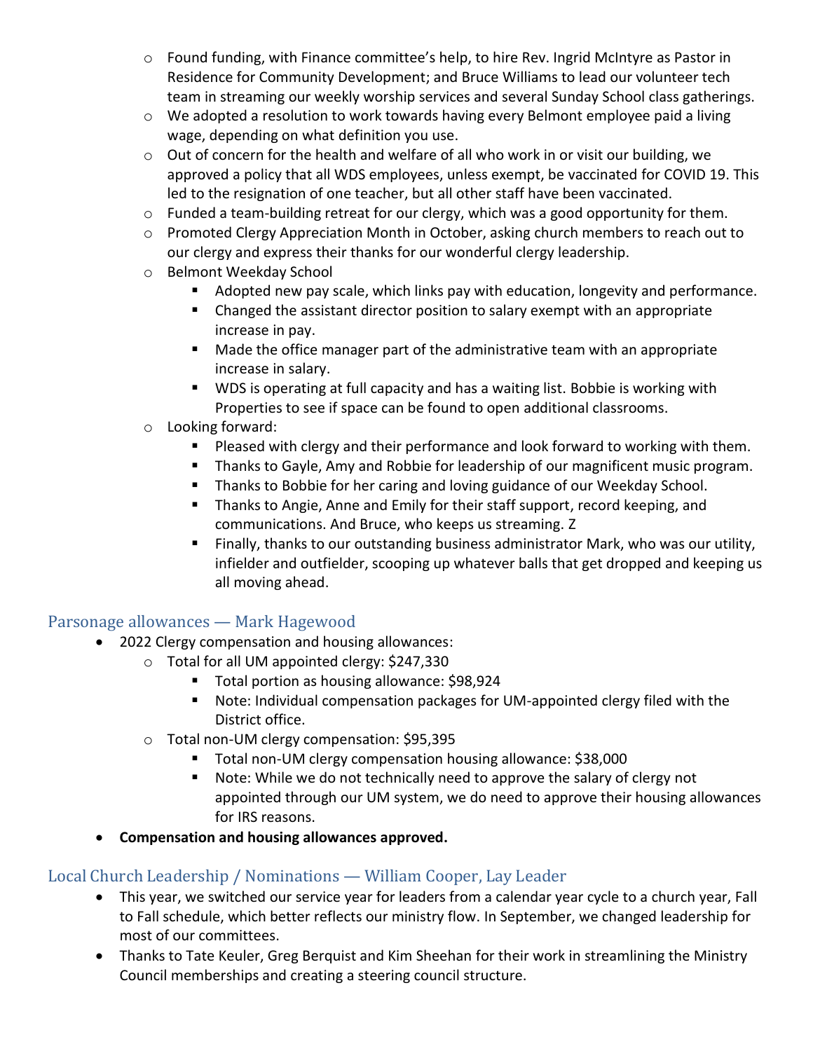- Found funding, with Finance committee's help, to hire Rev. Ingrid McIntyre as Pastor in Residence for Community Development; and Bruce Williams to lead our volunteer tech team in streaming our weekly worship services and several Sunday School class gatherings.
  - We adopted a resolution to work towards having every Belmont employee paid a living wage, depending on what definition you use.
  - Out of concern for the health and welfare of all who work in or visit our building, we approved a policy that all WDS employees, unless exempt, be vaccinated for COVID 19. This led to the resignation of one teacher, but all other staff have been vaccinated.
  - Funded a team-building retreat for our clergy, which was a good opportunity for them.
  - Promoted Clergy Appreciation Month in October, asking church members to reach out to our clergy and express their thanks for our wonderful clergy leadership.
  - Belmont Weekday School
    - Adopted new pay scale, which links pay with education, longevity and performance.
    - Changed the assistant director position to salary exempt with an appropriate increase in pay.
    - Made the office manager part of the administrative team with an appropriate increase in salary.
    - WDS is operating at full capacity and has a waiting list. Bobbie is working with Properties to see if space can be found to open additional classrooms.
  - Looking forward:
    - Pleased with clergy and their performance and look forward to working with them.
    - Thanks to Gayle, Amy and Robbie for leadership of our magnificent music program.
    - Thanks to Bobbie for her caring and loving guidance of our Weekday School.
    - Thanks to Angie, Anne and Emily for their staff support, record keeping, and communications. And Bruce, who keeps us streaming. Z
    - Finally, thanks to our outstanding business administrator Mark, who was our utility, infielder and outfielder, scooping up whatever balls that get dropped and keeping us all moving ahead.

## Parsonage allowances — Mark Hagewood

- 2022 Clergy compensation and housing allowances:
  - Total for all UM appointed clergy: $247,330
    - Total portion as housing allowance: $98,924
    - Note: Individual compensation packages for UM-appointed clergy filed with the District office.
  - Total non-UM clergy compensation: $95,395
    - Total non-UM clergy compensation housing allowance: $38,000
    - Note: While we do not technically need to approve the salary of clergy not appointed through our UM system, we do need to approve their housing allowances for IRS reasons.
- **Compensation and housing allowances approved.**

## Local Church Leadership / Nominations — William Cooper, Lay Leader

- This year, we switched our service year for leaders from a calendar year cycle to a church year, Fall to Fall schedule, which better reflects our ministry flow. In September, we changed leadership for most of our committees.
- Thanks to Tate Keuler, Greg Berquist and Kim Sheehan for their work in streamlining the Ministry Council memberships and creating a steering council structure.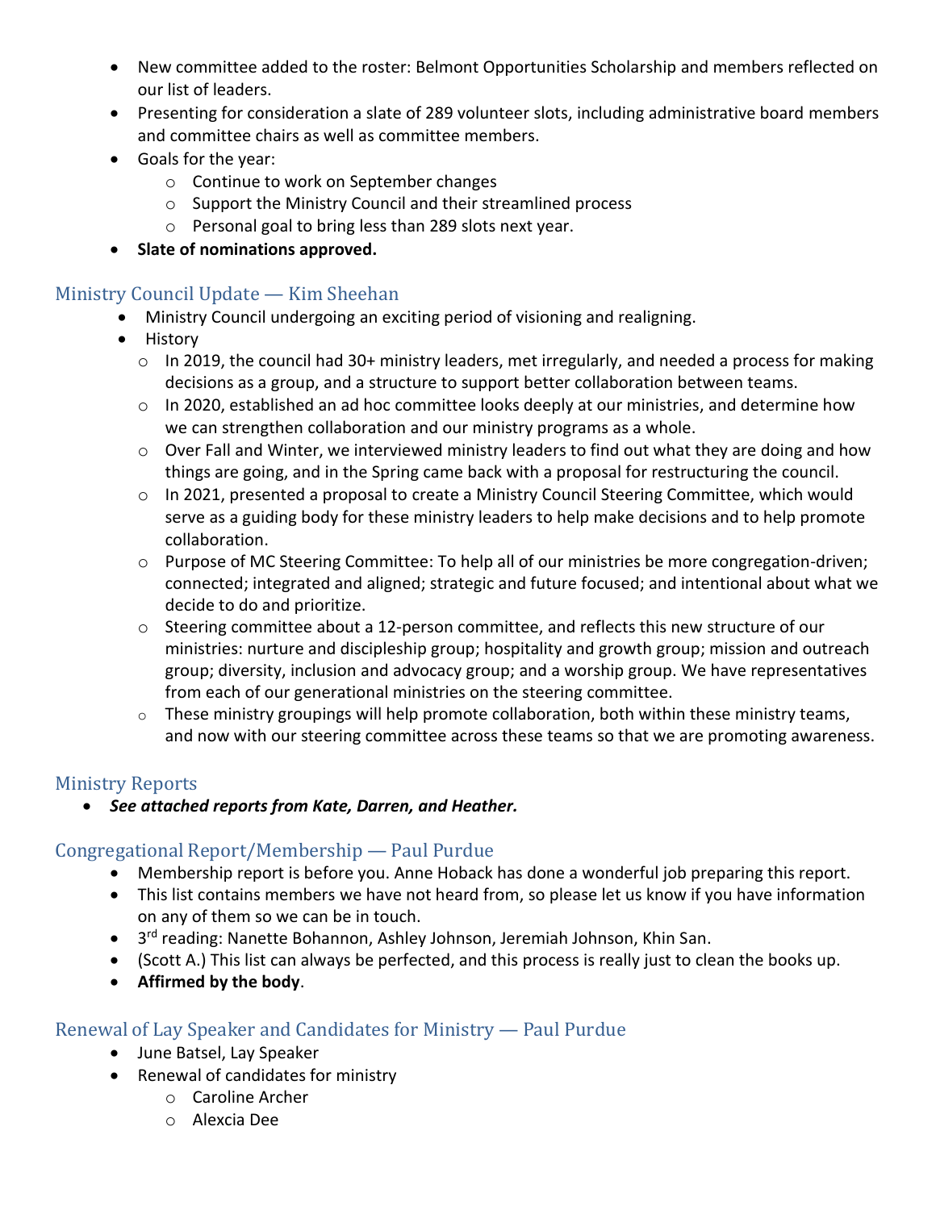- New committee added to the roster: Belmont Opportunities Scholarship and members reflected on our list of leaders.
- Presenting for consideration a slate of 289 volunteer slots, including administrative board members and committee chairs as well as committee members.
- Goals for the year:
    - Continue to work on September changes
    - Support the Ministry Council and their streamlined process
    - Personal goal to bring less than 289 slots next year.
- **Slate of nominations approved.**

## Ministry Council Update — Kim Sheehan

- Ministry Council undergoing an exciting period of visioning and realigning.
- History
    - In 2019, the council had 30+ ministry leaders, met irregularly, and needed a process for making decisions as a group, and a structure to support better collaboration between teams.
    - In 2020, established an ad hoc committee looks deeply at our ministries, and determine how we can strengthen collaboration and our ministry programs as a whole.
    - Over Fall and Winter, we interviewed ministry leaders to find out what they are doing and how things are going, and in the Spring came back with a proposal for restructuring the council.
    - In 2021, presented a proposal to create a Ministry Council Steering Committee, which would serve as a guiding body for these ministry leaders to help make decisions and to help promote collaboration.
    - Purpose of MC Steering Committee: To help all of our ministries be more congregation-driven; connected; integrated and aligned; strategic and future focused; and intentional about what we decide to do and prioritize.
    - Steering committee about a 12-person committee, and reflects this new structure of our ministries: nurture and discipleship group; hospitality and growth group; mission and outreach group; diversity, inclusion and advocacy group; and a worship group. We have representatives from each of our generational ministries on the steering committee.
    - These ministry groupings will help promote collaboration, both within these ministry teams, and now with our steering committee across these teams so that we are promoting awareness.

## Ministry Reports

- ***See attached reports from Kate, Darren, and Heather.***

## Congregational Report/Membership — Paul Purdue

- Membership report is before you. Anne Hoback has done a wonderful job preparing this report.
- This list contains members we have not heard from, so please let us know if you have information on any of them so we can be in touch.
- 3rd reading: Nanette Bohannon, Ashley Johnson, Jeremiah Johnson, Khin San.
- (Scott A.) This list can always be perfected, and this process is really just to clean the books up.
- **Affirmed by the body**.

## Renewal of Lay Speaker and Candidates for Ministry — Paul Purdue

- June Batsel, Lay Speaker
- Renewal of candidates for ministry
    - Caroline Archer
    - Alexcia Dee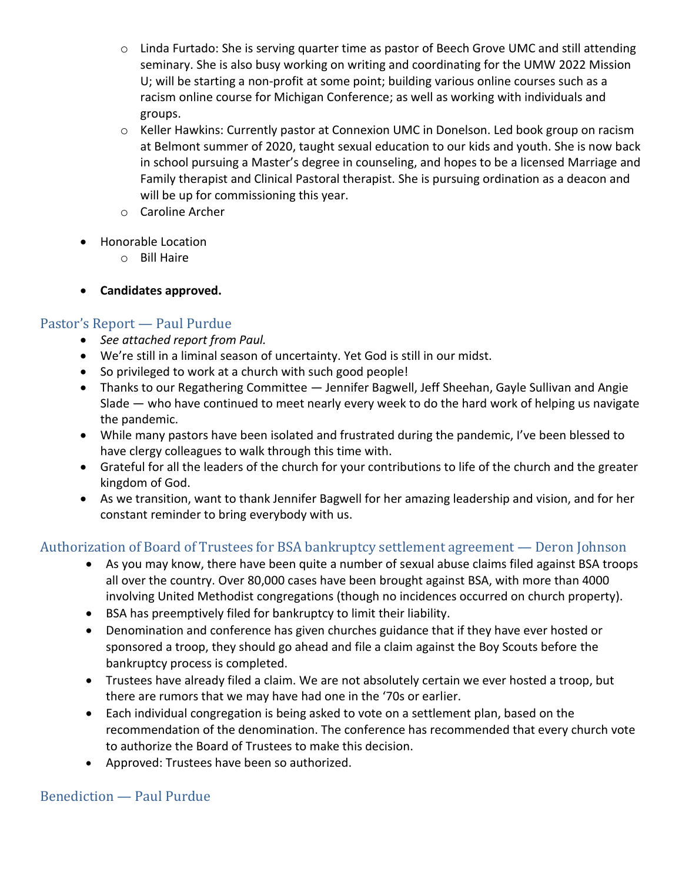- Linda Furtado: She is serving quarter time as pastor of Beech Grove UMC and still attending seminary. She is also busy working on writing and coordinating for the UMW 2022 Mission U; will be starting a non-profit at some point; building various online courses such as a racism online course for Michigan Conference; as well as working with individuals and groups.
  - Keller Hawkins: Currently pastor at Connexion UMC in Donelson. Led book group on racism at Belmont summer of 2020, taught sexual education to our kids and youth. She is now back in school pursuing a Master's degree in counseling, and hopes to be a licensed Marriage and Family therapist and Clinical Pastoral therapist. She is pursuing ordination as a deacon and will be up for commissioning this year.
  - Caroline Archer

- Honorable Location
  - Bill Haire

- **Candidates approved.**

## Pastor's Report — Paul Purdue

- *See attached report from Paul.*
- We're still in a liminal season of uncertainty. Yet God is still in our midst.
- So privileged to work at a church with such good people!
- Thanks to our Regathering Committee — Jennifer Bagwell, Jeff Sheehan, Gayle Sullivan and Angie Slade — who have continued to meet nearly every week to do the hard work of helping us navigate the pandemic.
- While many pastors have been isolated and frustrated during the pandemic, I've been blessed to have clergy colleagues to walk through this time with.
- Grateful for all the leaders of the church for your contributions to life of the church and the greater kingdom of God.
- As we transition, want to thank Jennifer Bagwell for her amazing leadership and vision, and for her constant reminder to bring everybody with us.

## Authorization of Board of Trustees for BSA bankruptcy settlement agreement — Deron Johnson

- As you may know, there have been quite a number of sexual abuse claims filed against BSA troops all over the country. Over 80,000 cases have been brought against BSA, with more than 4000 involving United Methodist congregations (though no incidences occurred on church property).
- BSA has preemptively filed for bankruptcy to limit their liability.
- Denomination and conference has given churches guidance that if they have ever hosted or sponsored a troop, they should go ahead and file a claim against the Boy Scouts before the bankruptcy process is completed.
- Trustees have already filed a claim. We are not absolutely certain we ever hosted a troop, but there are rumors that we may have had one in the '70s or earlier.
- Each individual congregation is being asked to vote on a settlement plan, based on the recommendation of the denomination. The conference has recommended that every church vote to authorize the Board of Trustees to make this decision.
- Approved: Trustees have been so authorized.

## Benediction — Paul Purdue